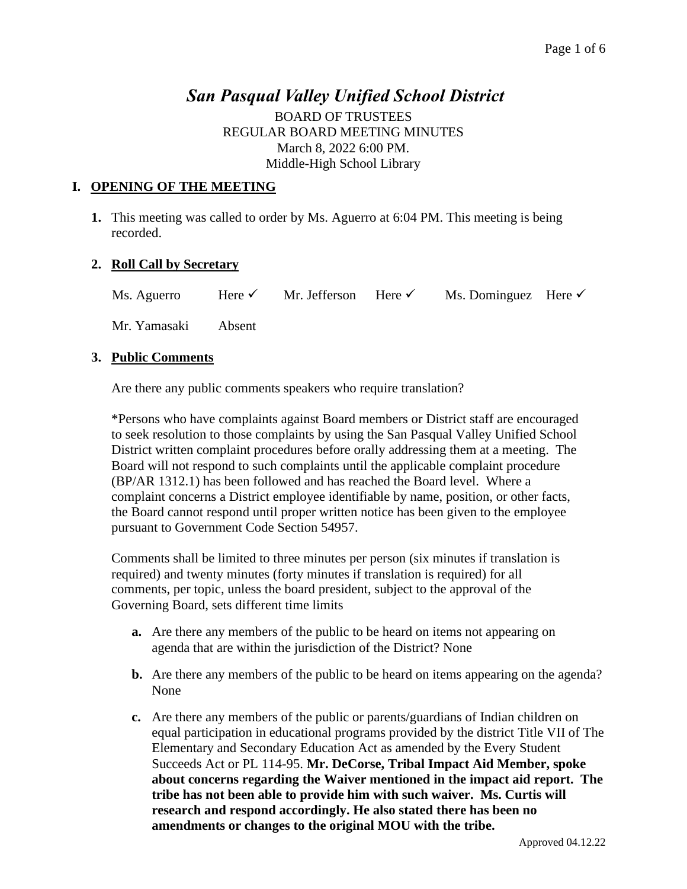# *San Pasqual Valley Unified School District*

BOARD OF TRUSTEES
REGULAR BOARD MEETING MINUTES
March 8, 2022 6:00 PM.
Middle-High School Library

## I. OPENING OF THE MEETING

**1.** This meeting was called to order by Ms. Aguerro at 6:04 PM. This meeting is being recorded.

**2. Roll Call by Secretary**

| | | | | | |
|---|---|---|---|---|---|
| Ms. Aguerro | Here ✓ | Mr. Jefferson | Here ✓ | Ms. Dominguez | Here ✓ |
| Mr. Yamasaki | Absent | | | | |

**3. Public Comments**

Are there any public comments speakers who require translation?

*Persons who have complaints against Board members or District staff are encouraged to seek resolution to those complaints by using the San Pasqual Valley Unified School District written complaint procedures before orally addressing them at a meeting. The Board will not respond to such complaints until the applicable complaint procedure (BP/AR 1312.1) has been followed and has reached the Board level. Where a complaint concerns a District employee identifiable by name, position, or other facts, the Board cannot respond until proper written notice has been given to the employee pursuant to Government Code Section 54957.

Comments shall be limited to three minutes per person (six minutes if translation is required) and twenty minutes (forty minutes if translation is required) for all comments, per topic, unless the board president, subject to the approval of the Governing Board, sets different time limits

- **a.** Are there any members of the public to be heard on items not appearing on agenda that are within the jurisdiction of the District? None
- **b.** Are there any members of the public to be heard on items appearing on the agenda? None
- **c.** Are there any members of the public or parents/guardians of Indian children on equal participation in educational programs provided by the district Title VII of The Elementary and Secondary Education Act as amended by the Every Student Succeeds Act or PL 114-95. **Mr. DeCorse, Tribal Impact Aid Member, spoke about concerns regarding the Waiver mentioned in the impact aid report. The tribe has not been able to provide him with such waiver. Ms. Curtis will research and respond accordingly. He also stated there has been no amendments or changes to the original MOU with the tribe.**

Approved 04.12.22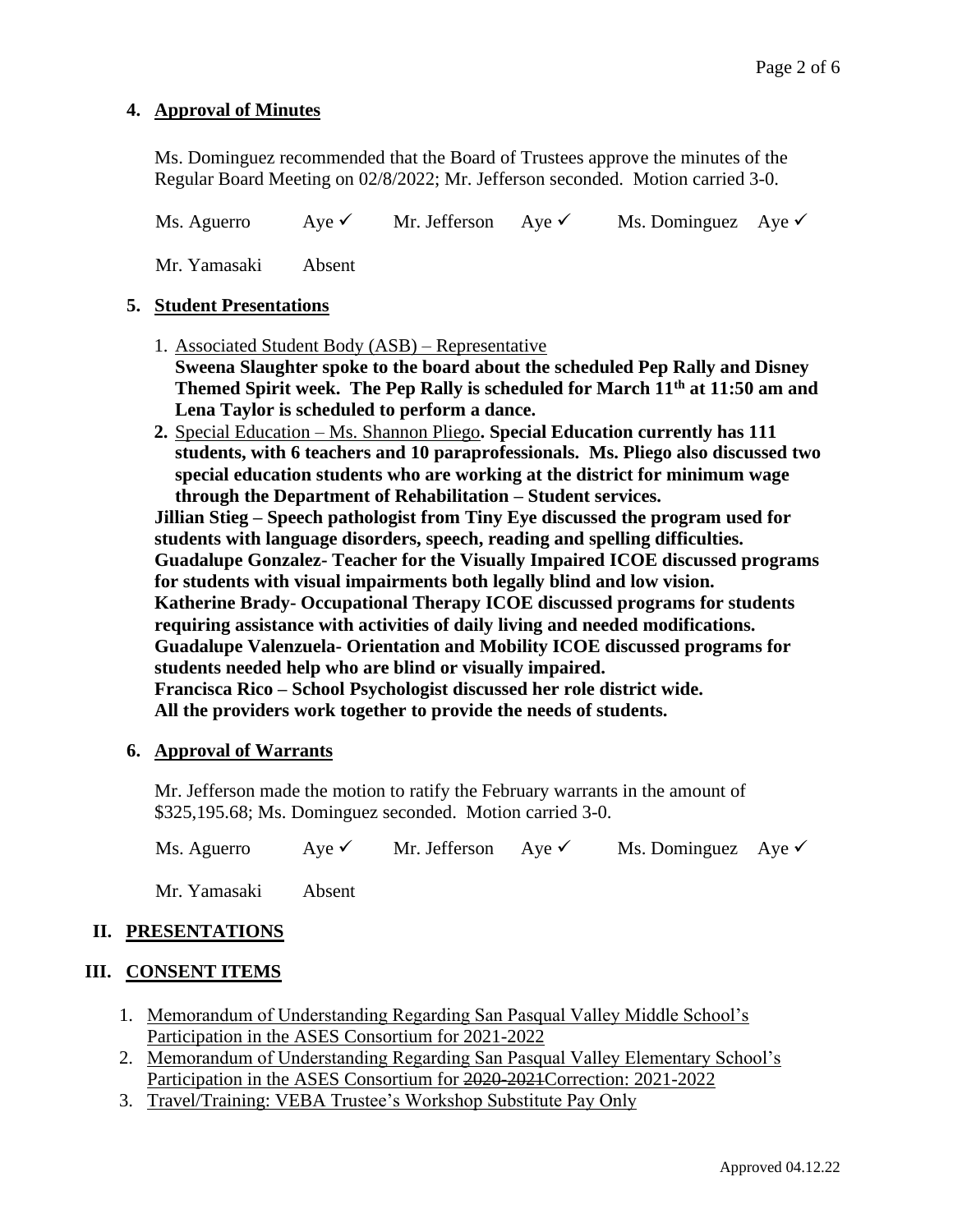**4. Approval of Minutes**

Ms. Dominguez recommended that the Board of Trustees approve the minutes of the Regular Board Meeting on 02/8/2022; Mr. Jefferson seconded. Motion carried 3-0.

Ms. Aguerro Aye ✓ Mr. Jefferson Aye ✓ Ms. Dominguez Aye ✓

Mr. Yamasaki Absent

**5. Student Presentations**

1. Associated Student Body (ASB) – Representative
   **Sweena Slaughter spoke to the board about the scheduled Pep Rally and Disney Themed Spirit week. The Pep Rally is scheduled for March 11th at 11:50 am and Lena Taylor is scheduled to perform a dance.**
2. Special Education – Ms. Shannon Pliego**. Special Education currently has 111 students, with 6 teachers and 10 paraprofessionals. Ms. Pliego also discussed two special education students who are working at the district for minimum wage through the Department of Rehabilitation – Student services.**

**Jillian Stieg – Speech pathologist from Tiny Eye discussed the program used for students with language disorders, speech, reading and spelling difficulties.**
**Guadalupe Gonzalez- Teacher for the Visually Impaired ICOE discussed programs for students with visual impairments both legally blind and low vision.**
**Katherine Brady- Occupational Therapy ICOE discussed programs for students requiring assistance with activities of daily living and needed modifications.**
**Guadalupe Valenzuela- Orientation and Mobility ICOE discussed programs for students needed help who are blind or visually impaired.**
**Francisca Rico – School Psychologist discussed her role district wide.**
**All the providers work together to provide the needs of students.**

**6. Approval of Warrants**

Mr. Jefferson made the motion to ratify the February warrants in the amount of $325,195.68; Ms. Dominguez seconded. Motion carried 3-0.

Ms. Aguerro Aye ✓ Mr. Jefferson Aye ✓ Ms. Dominguez Aye ✓

Mr. Yamasaki Absent

## II. PRESENTATIONS

## III. CONSENT ITEMS

1. Memorandum of Understanding Regarding San Pasqual Valley Middle School's Participation in the ASES Consortium for 2021-2022
2. Memorandum of Understanding Regarding San Pasqual Valley Elementary School's Participation in the ASES Consortium for ~~2020-2021~~Correction: 2021-2022
3. Travel/Training: VEBA Trustee's Workshop Substitute Pay Only

Approved 04.12.22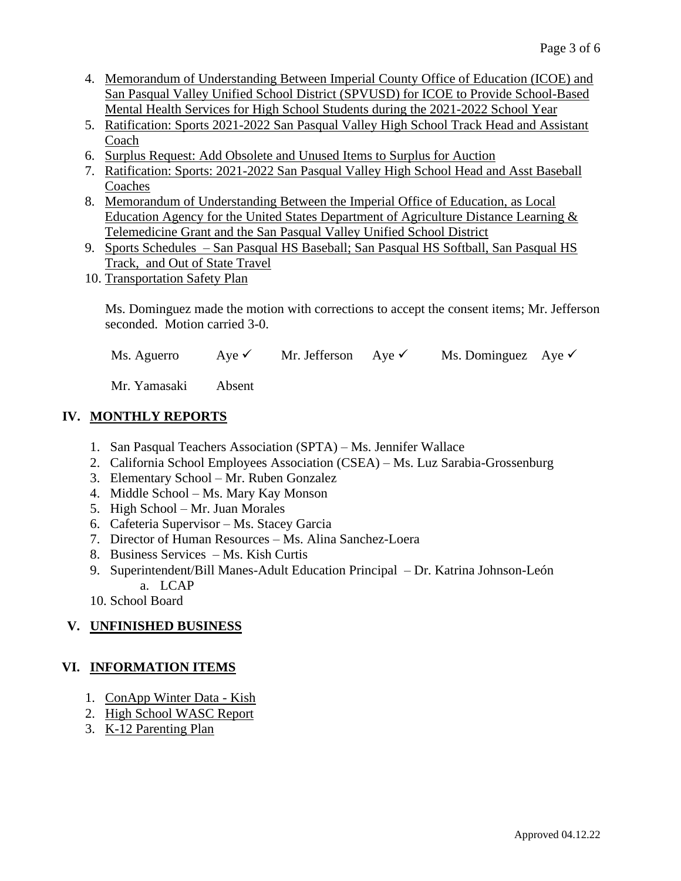4. Memorandum of Understanding Between Imperial County Office of Education (ICOE) and San Pasqual Valley Unified School District (SPVUSD) for ICOE to Provide School-Based Mental Health Services for High School Students during the 2021-2022 School Year
5. Ratification: Sports 2021-2022 San Pasqual Valley High School Track Head and Assistant Coach
6. Surplus Request: Add Obsolete and Unused Items to Surplus for Auction
7. Ratification: Sports: 2021-2022 San Pasqual Valley High School Head and Asst Baseball Coaches
8. Memorandum of Understanding Between the Imperial Office of Education, as Local Education Agency for the United States Department of Agriculture Distance Learning & Telemedicine Grant and the San Pasqual Valley Unified School District
9. Sports Schedules – San Pasqual HS Baseball; San Pasqual HS Softball, San Pasqual HS Track, and Out of State Travel
10. Transportation Safety Plan

Ms. Dominguez made the motion with corrections to accept the consent items; Mr. Jefferson seconded. Motion carried 3-0.

| Ms. Aguerro | Aye ✓ | Mr. Jefferson | Aye ✓ | Ms. Dominguez | Aye ✓ |
|---|---|---|---|---|---|
| Mr. Yamasaki | Absent | | | | |

## IV. MONTHLY REPORTS

1. San Pasqual Teachers Association (SPTA) – Ms. Jennifer Wallace
2. California School Employees Association (CSEA) – Ms. Luz Sarabia-Grossenburg
3. Elementary School – Mr. Ruben Gonzalez
4. Middle School – Ms. Mary Kay Monson
5. High School – Mr. Juan Morales
6. Cafeteria Supervisor – Ms. Stacey Garcia
7. Director of Human Resources – Ms. Alina Sanchez-Loera
8. Business Services – Ms. Kish Curtis
9. Superintendent/Bill Manes-Adult Education Principal – Dr. Katrina Johnson-León
   a. LCAP
10. School Board

## V. UNFINISHED BUSINESS

## VI. INFORMATION ITEMS

1. ConApp Winter Data - Kish
2. High School WASC Report
3. K-12 Parenting Plan

Approved 04.12.22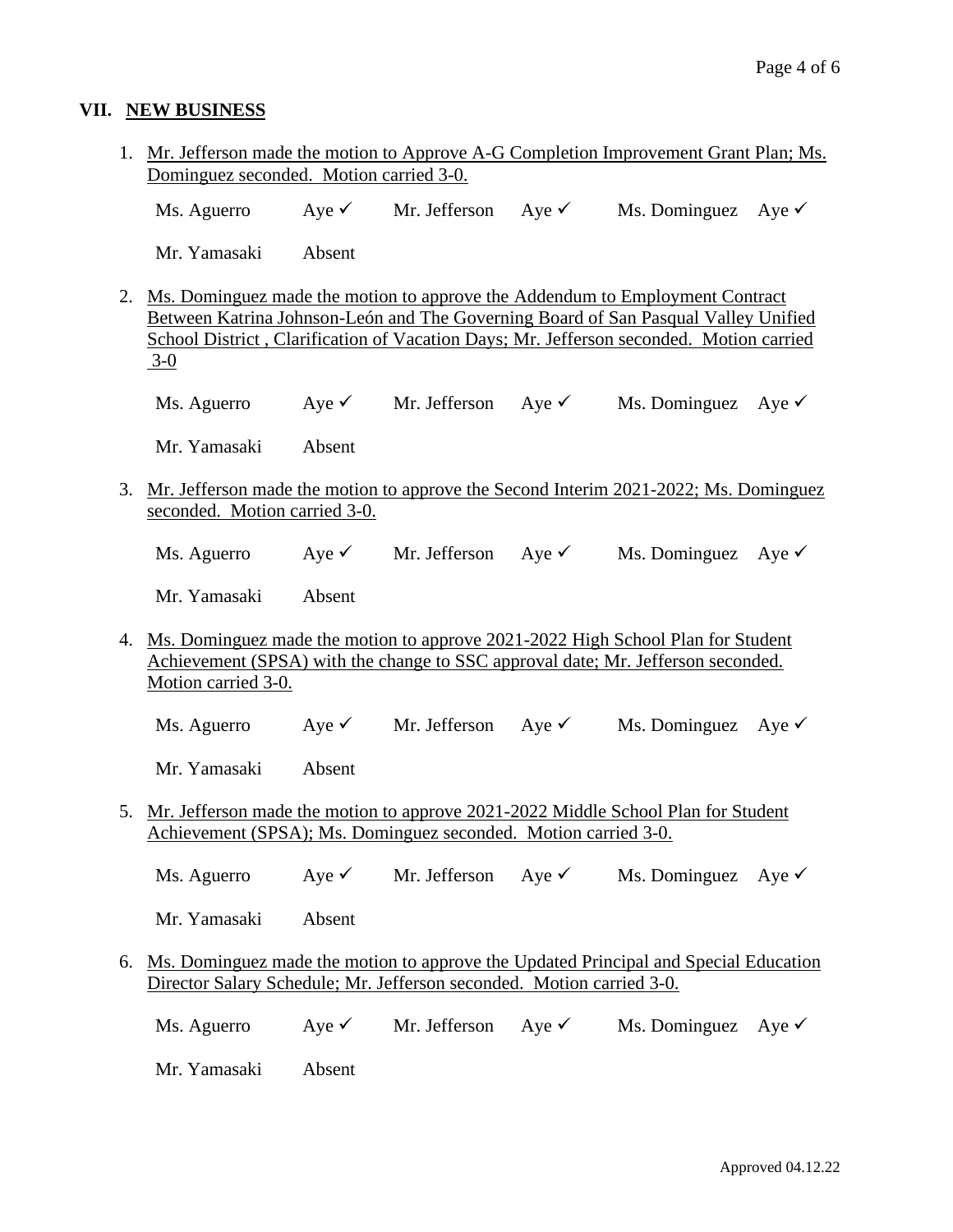## VII. NEW BUSINESS

1. Mr. Jefferson made the motion to Approve A-G Completion Improvement Grant Plan; Ms. Dominguez seconded. Motion carried 3-0.

   Ms. Aguerro Aye ✓ Mr. Jefferson Aye ✓ Ms. Dominguez Aye ✓

   Mr. Yamasaki Absent

2. Ms. Dominguez made the motion to approve the Addendum to Employment Contract Between Katrina Johnson-León and The Governing Board of San Pasqual Valley Unified School District , Clarification of Vacation Days; Mr. Jefferson seconded. Motion carried 3-0

   Ms. Aguerro Aye ✓ Mr. Jefferson Aye ✓ Ms. Dominguez Aye ✓

   Mr. Yamasaki Absent

3. Mr. Jefferson made the motion to approve the Second Interim 2021-2022; Ms. Dominguez seconded. Motion carried 3-0.

   Ms. Aguerro Aye ✓ Mr. Jefferson Aye ✓ Ms. Dominguez Aye ✓

   Mr. Yamasaki Absent

4. Ms. Dominguez made the motion to approve 2021-2022 High School Plan for Student Achievement (SPSA) with the change to SSC approval date; Mr. Jefferson seconded. Motion carried 3-0.

   Ms. Aguerro Aye ✓ Mr. Jefferson Aye ✓ Ms. Dominguez Aye ✓

   Mr. Yamasaki Absent

5. Mr. Jefferson made the motion to approve 2021-2022 Middle School Plan for Student Achievement (SPSA); Ms. Dominguez seconded. Motion carried 3-0.

   Ms. Aguerro Aye ✓ Mr. Jefferson Aye ✓ Ms. Dominguez Aye ✓

   Mr. Yamasaki Absent

6. Ms. Dominguez made the motion to approve the Updated Principal and Special Education Director Salary Schedule; Mr. Jefferson seconded. Motion carried 3-0.

   Ms. Aguerro Aye ✓ Mr. Jefferson Aye ✓ Ms. Dominguez Aye ✓

   Mr. Yamasaki Absent

Approved 04.12.22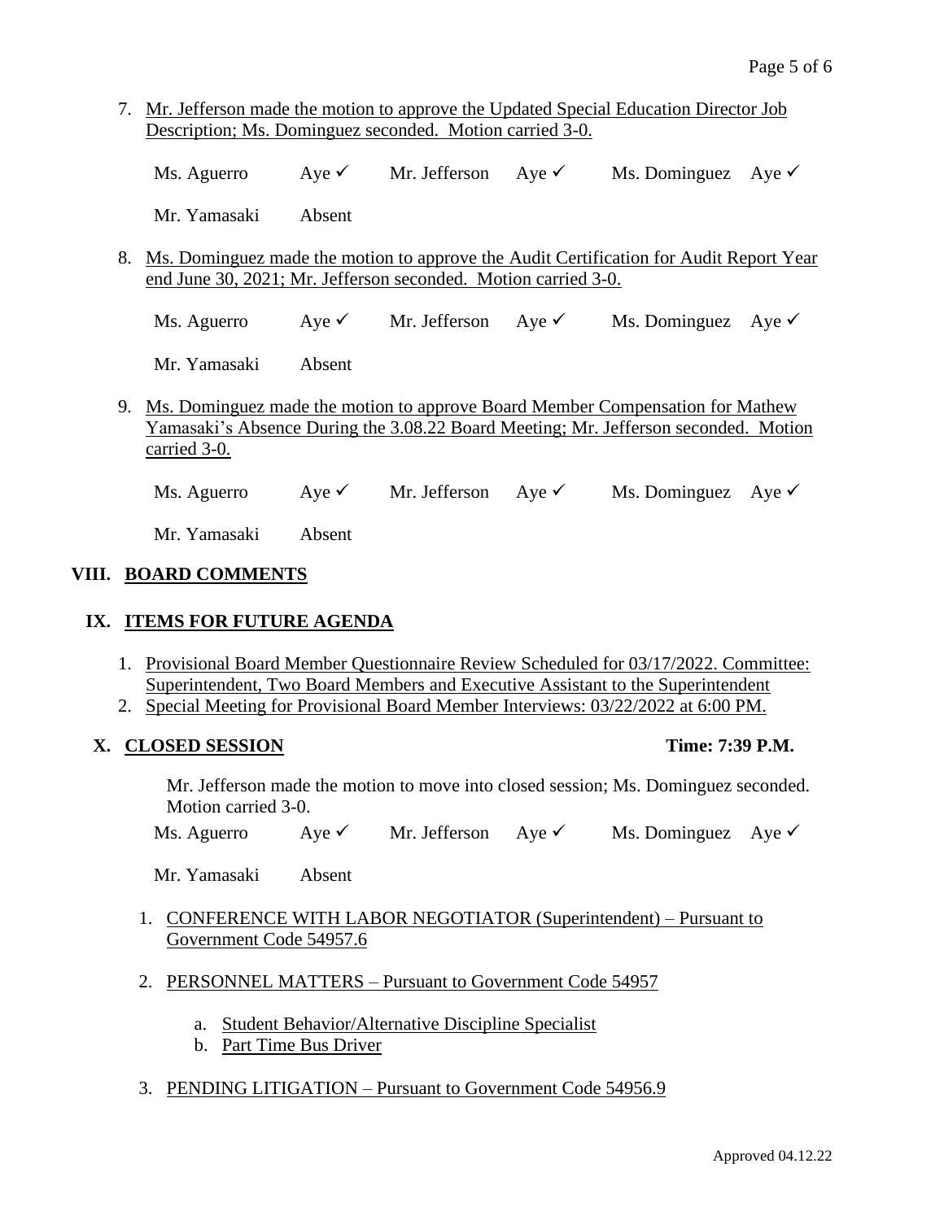7. Mr. Jefferson made the motion to approve the Updated Special Education Director Job Description; Ms. Dominguez seconded. Motion carried 3-0.

   Ms. Aguerro Aye ✓ Mr. Jefferson Aye ✓ Ms. Dominguez Aye ✓

   Mr. Yamasaki Absent

8. Ms. Dominguez made the motion to approve the Audit Certification for Audit Report Year end June 30, 2021; Mr. Jefferson seconded. Motion carried 3-0.

   Ms. Aguerro Aye ✓ Mr. Jefferson Aye ✓ Ms. Dominguez Aye ✓

   Mr. Yamasaki Absent

9. Ms. Dominguez made the motion to approve Board Member Compensation for Mathew Yamasaki's Absence During the 3.08.22 Board Meeting; Mr. Jefferson seconded. Motion carried 3-0.

   Ms. Aguerro Aye ✓ Mr. Jefferson Aye ✓ Ms. Dominguez Aye ✓

   Mr. Yamasaki Absent

## VIII. BOARD COMMENTS

## IX. ITEMS FOR FUTURE AGENDA

1. Provisional Board Member Questionnaire Review Scheduled for 03/17/2022. Committee: Superintendent, Two Board Members and Executive Assistant to the Superintendent
2. Special Meeting for Provisional Board Member Interviews: 03/22/2022 at 6:00 PM.

## X. CLOSED SESSION **Time: 7:39 P.M.**

Mr. Jefferson made the motion to move into closed session; Ms. Dominguez seconded. Motion carried 3-0.

Ms. Aguerro Aye ✓ Mr. Jefferson Aye ✓ Ms. Dominguez Aye ✓

Mr. Yamasaki Absent

1. CONFERENCE WITH LABOR NEGOTIATOR (Superintendent) – Pursuant to Government Code 54957.6

2. PERSONNEL MATTERS – Pursuant to Government Code 54957

   a. Student Behavior/Alternative Discipline Specialist
   b. Part Time Bus Driver

3. PENDING LITIGATION – Pursuant to Government Code 54956.9

Approved 04.12.22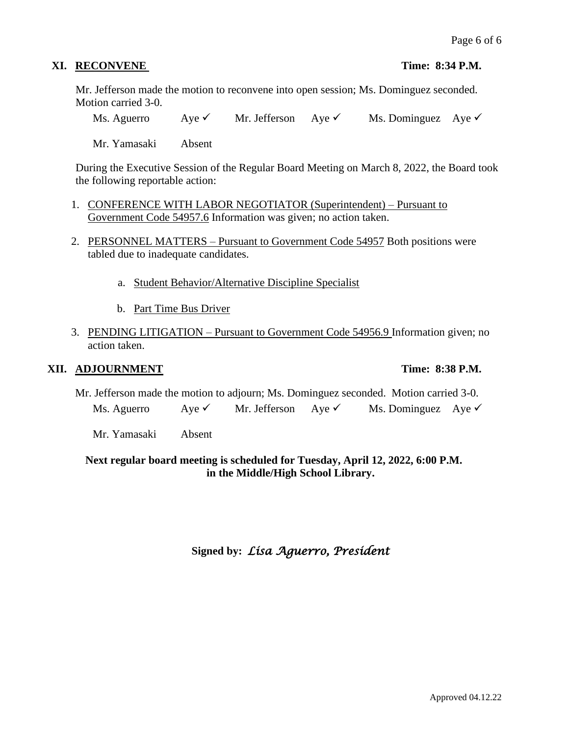## XI. RECONVENE **Time: 8:34 P.M.**

Mr. Jefferson made the motion to reconvene into open session; Ms. Dominguez seconded. Motion carried 3-0.

| | | | | | |
|---|---|---|---|---|---|
| Ms. Aguerro | Aye ✓ | Mr. Jefferson | Aye ✓ | Ms. Dominguez | Aye ✓ |
| Mr. Yamasaki | Absent | | | | |

During the Executive Session of the Regular Board Meeting on March 8, 2022, the Board took the following reportable action:

1. CONFERENCE WITH LABOR NEGOTIATOR (Superintendent) – Pursuant to Government Code 54957.6 Information was given; no action taken.
2. PERSONNEL MATTERS – Pursuant to Government Code 54957 Both positions were tabled due to inadequate candidates.
   a. Student Behavior/Alternative Discipline Specialist
   b. Part Time Bus Driver
3. PENDING LITIGATION – Pursuant to Government Code 54956.9 Information given; no action taken.

## XII. ADJOURNMENT **Time: 8:38 P.M.**

Mr. Jefferson made the motion to adjourn; Ms. Dominguez seconded. Motion carried 3-0.

| | | | | | |
|---|---|---|---|---|---|
| Ms. Aguerro | Aye ✓ | Mr. Jefferson | Aye ✓ | Ms. Dominguez | Aye ✓ |
| Mr. Yamasaki | Absent | | | | |

**Next regular board meeting is scheduled for Tuesday, April 12, 2022, 6:00 P.M. in the Middle/High School Library.**

**Signed by:** *Lisa Aguerro, President*

Approved 04.12.22